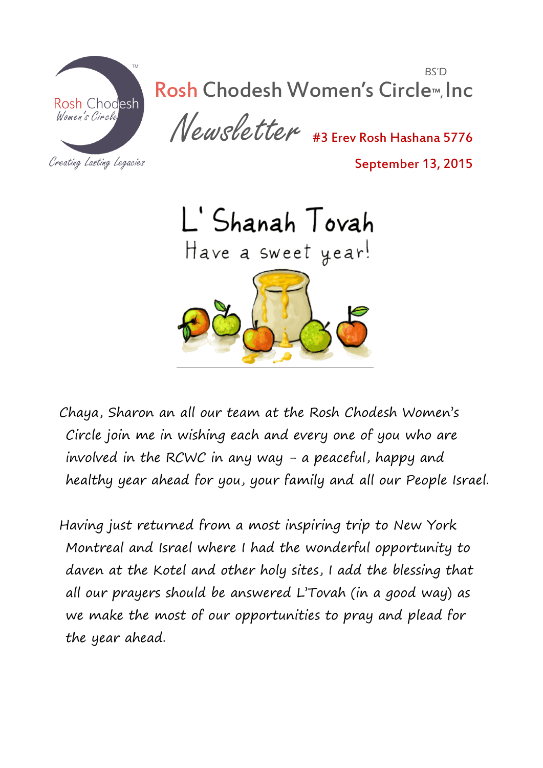BS'D

# Rosh Chodesh Women's Circle™, Inc

Rosh Chodesh Women's Circle

*Creating Lasting Legacies*

## Newsletter #3 Erev Rosh Hashana 5776

September 13, 2015

## L'Shanah Tovah

Have a sweet year!

---

Chaya, Sharon an all our team at the Rosh Chodesh Women's Circle join me in wishing each and every one of you who are involved in the RCWC in any way - a peaceful, happy and healthy year ahead for you, your family and all our People Israel.

Having just returned from a most inspiring trip to New York Montreal and Israel where I had the wonderful opportunity to daven at the Kotel and other holy sites, I add the blessing that all our prayers should be answered L'Tovah (in a good way) as we make the most of our opportunities to pray and plead for the year ahead.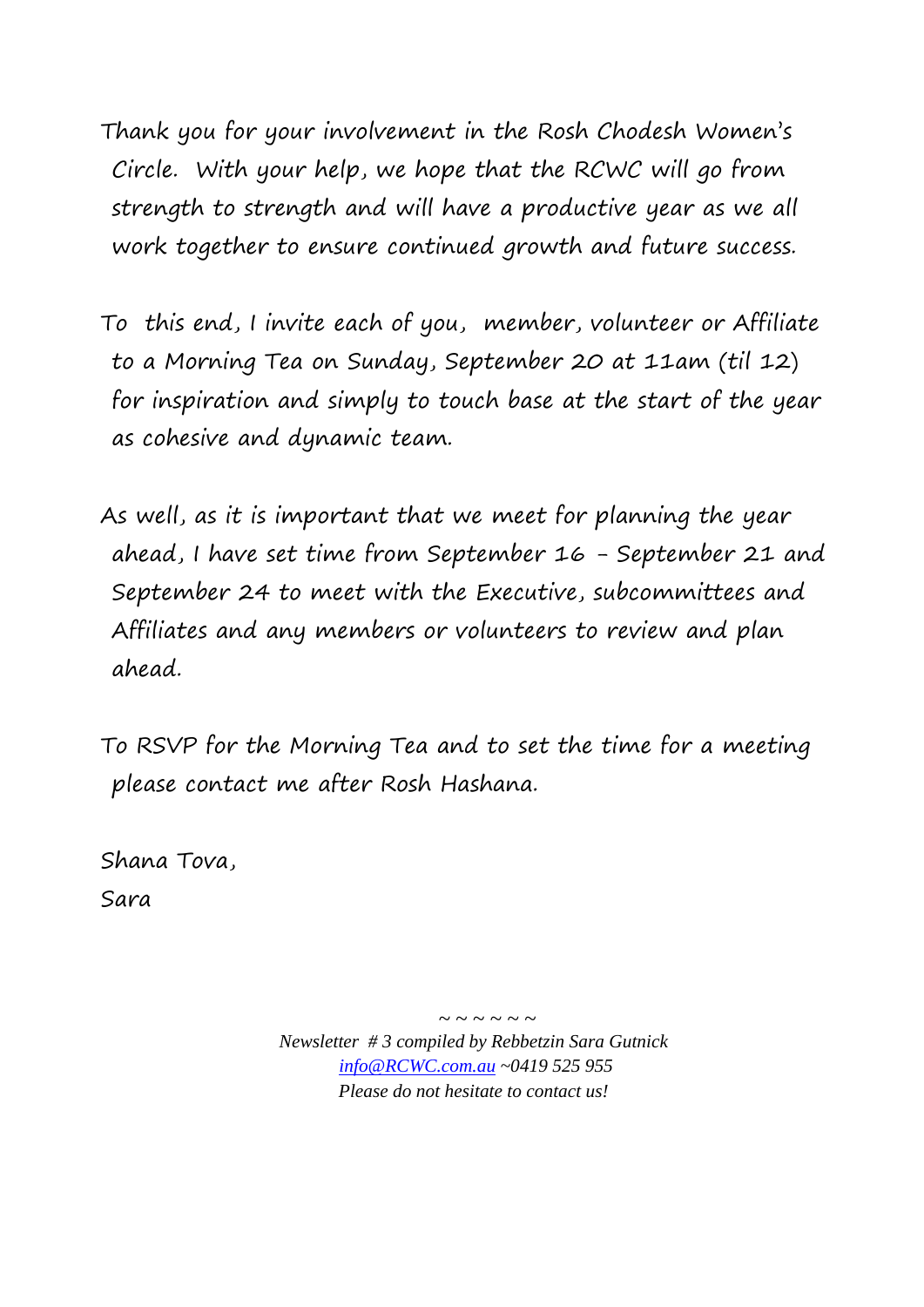Thank you for your involvement in the Rosh Chodesh Women's Circle. With your help, we hope that the RCWC will go from strength to strength and will have a productive year as we all work together to ensure continued growth and future success.

To this end, I invite each of you, member, volunteer or Affiliate to a Morning Tea on Sunday, September 20 at 11am (til 12) for inspiration and simply to touch base at the start of the year as cohesive and dynamic team.

As well, as it is important that we meet for planning the year ahead, I have set time from September 16 - September 21 and September 24 to meet with the Executive, subcommittees and Affiliates and any members or volunteers to review and plan ahead.

To RSVP for the Morning Tea and to set the time for a meeting please contact me after Rosh Hashana.

Shana Tova,

Sara

~ ~ ~ ~ ~ ~

*Newsletter # 3 compiled by Rebbetzin Sara Gutnick*

*info@RCWC.com.au ~0419 525 955*

*Please do not hesitate to contact us!*